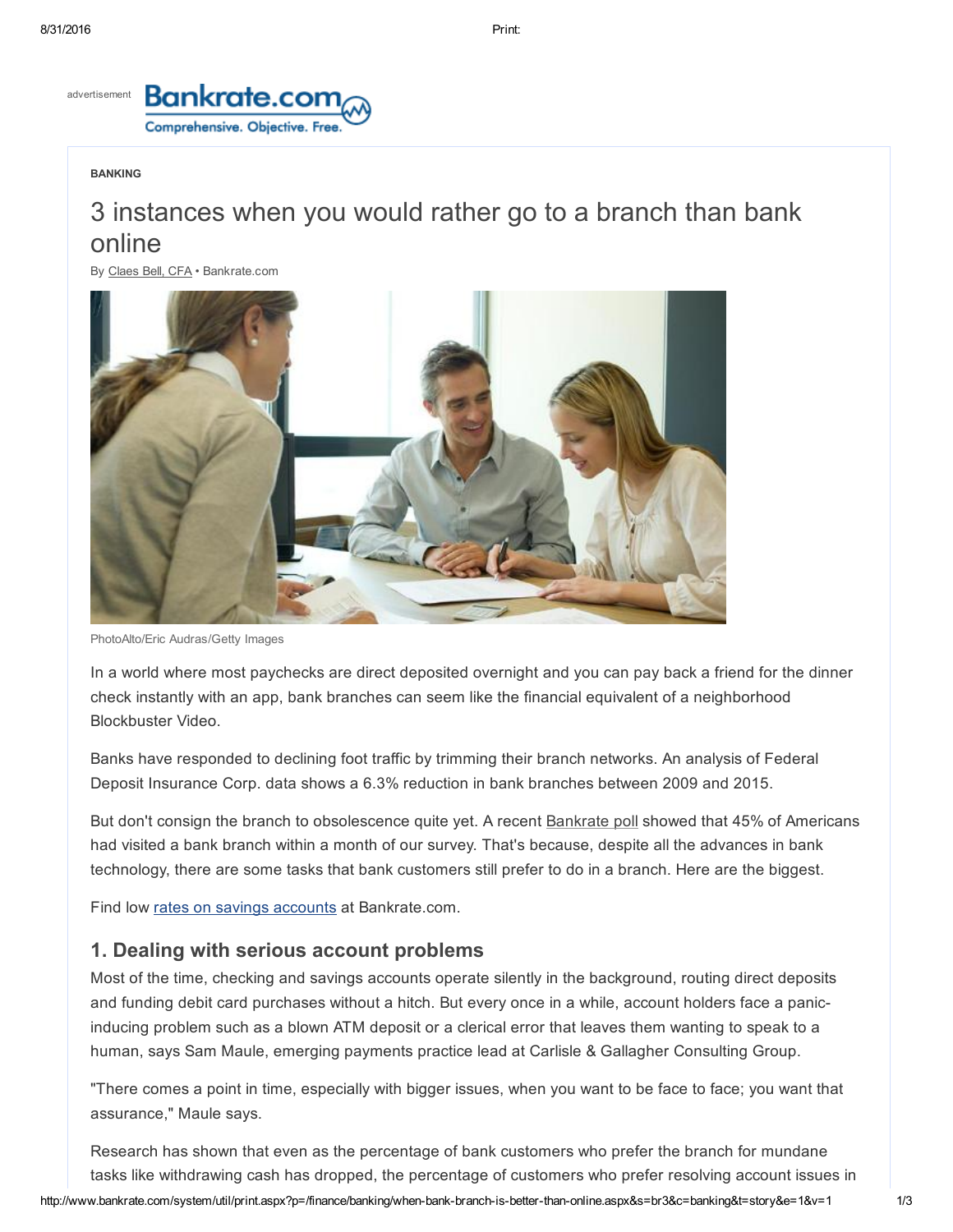BANKING

# 3 instances when you would rather go to a branch than bank online

By Claes Bell, CFA • Bankrate.com

PhotoAlto/Eric Audras/Getty Images

In a world where most paychecks are direct deposited overnight and you can pay back a friend for the dinner check instantly with an app, bank branches can seem like the financial equivalent of a neighborhood Blockbuster Video.

Banks have responded to declining foot traffic by trimming their branch networks. An analysis of Federal Deposit Insurance Corp. data shows a 6.3% reduction in bank branches between 2009 and 2015.

But don't consign the branch to obsolescence quite yet. A recent Bankrate poll showed that 45% of Americans had visited a bank branch within a month of our survey. That's because, despite all the advances in bank technology, there are some tasks that bank customers still prefer to do in a branch. Here are the biggest.

Find low rates on savings accounts at Bankrate.com.

## 1. Dealing with serious account problems

Most of the time, checking and savings accounts operate silently in the background, routing direct deposits and funding debit card purchases without a hitch. But every once in a while, account holders face a panic-inducing problem such as a blown ATM deposit or a clerical error that leaves them wanting to speak to a human, says Sam Maule, emerging payments practice lead at Carlisle & Gallagher Consulting Group.

"There comes a point in time, especially with bigger issues, when you want to be face to face; you want that assurance," Maule says.

Research has shown that even as the percentage of bank customers who prefer the branch for mundane tasks like withdrawing cash has dropped, the percentage of customers who prefer resolving account issues in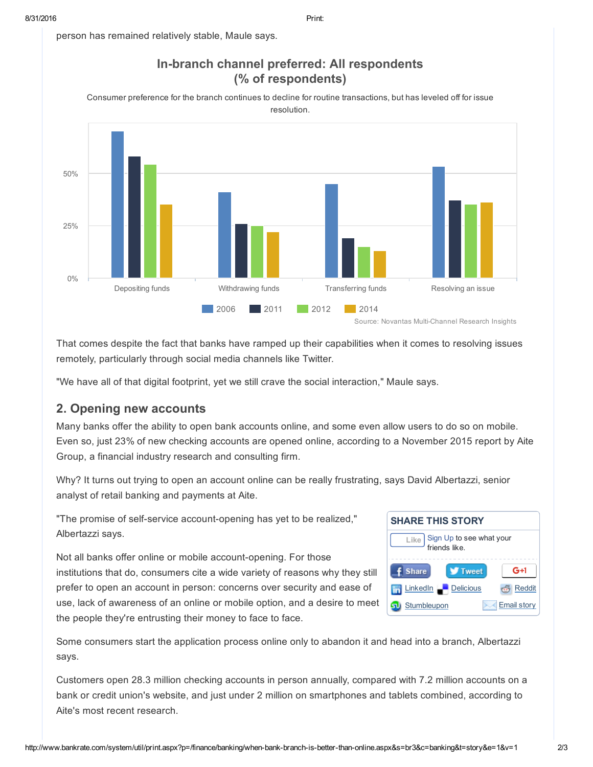person has remained relatively stable, Maule says.

**In-branch channel preferred: All respondents (% of respondents)**

Consumer preference for the branch continues to decline for routine transactions, but has leveled off for issue resolution.

Source: Novantas Multi-Channel Research Insights

That comes despite the fact that banks have ramped up their capabilities when it comes to resolving issues remotely, particularly through social media channels like Twitter.

"We have all of that digital footprint, yet we still crave the social interaction," Maule says.

## 2. Opening new accounts

Many banks offer the ability to open bank accounts online, and some even allow users to do so on mobile. Even so, just 23% of new checking accounts are opened online, according to a November 2015 report by Aite Group, a financial industry research and consulting firm.

Why? It turns out trying to open an account online can be really frustrating, says David Albertazzi, senior analyst of retail banking and payments at Aite.

"The promise of self-service account-opening has yet to be realized," Albertazzi says.

Not all banks offer online or mobile account-opening. For those institutions that do, consumers cite a wide variety of reasons why they still prefer to open an account in person: concerns over security and ease of use, lack of awareness of an online or mobile option, and a desire to meet the people they're entrusting their money to face to face.

Some consumers start the application process online only to abandon it and head into a branch, Albertazzi says.

Customers open 28.3 million checking accounts in person annually, compared with 7.2 million accounts on a bank or credit union's website, and just under 2 million on smartphones and tablets combined, according to Aite's most recent research.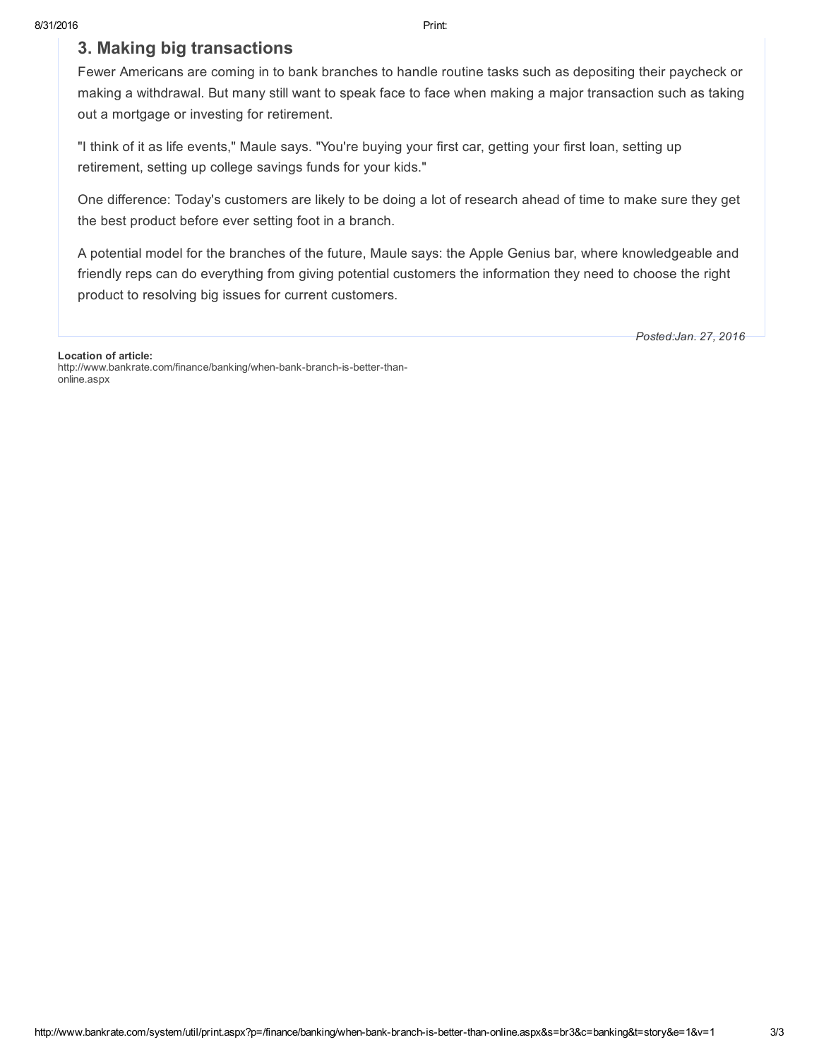### 3. Making big transactions

Fewer Americans are coming in to bank branches to handle routine tasks such as depositing their paycheck or making a withdrawal. But many still want to speak face to face when making a major transaction such as taking out a mortgage or investing for retirement.

"I think of it as life events," Maule says. "You're buying your first car, getting your first loan, setting up retirement, setting up college savings funds for your kids."

One difference: Today's customers are likely to be doing a lot of research ahead of time to make sure they get the best product before ever setting foot in a branch.

A potential model for the branches of the future, Maule says: the Apple Genius bar, where knowledgeable and friendly reps can do everything from giving potential customers the information they need to choose the right product to resolving big issues for current customers.

*Posted:Jan. 27, 2016*

**Location of article:**
http://www.bankrate.com/finance/banking/when-bank-branch-is-better-than-online.aspx